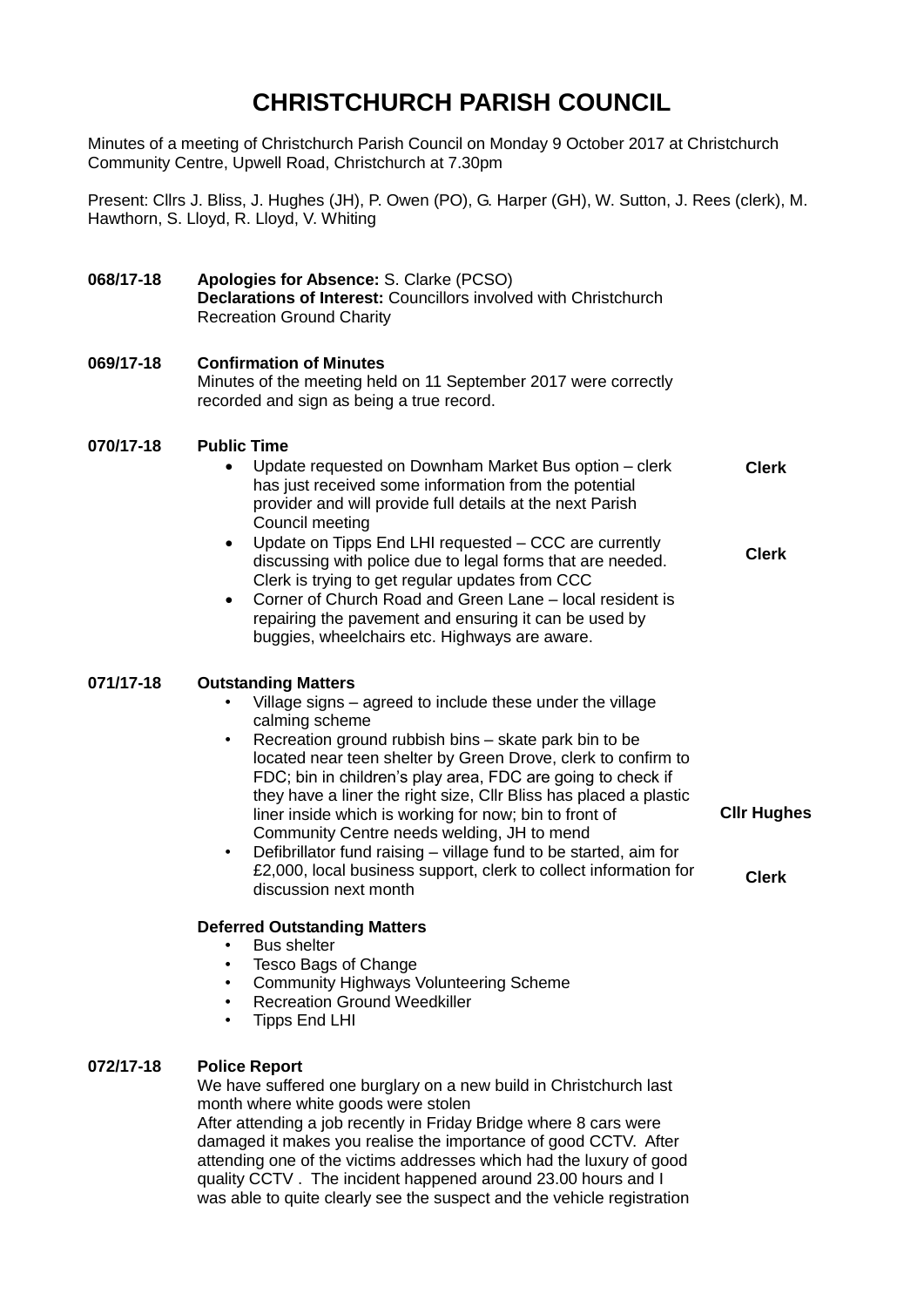# CHRISTCHURCH PARISH COUNCIL

Minutes of a meeting of Christchurch Parish Council on Monday 9 October 2017 at Christchurch Community Centre, Upwell Road, Christchurch at 7.30pm

Present: Cllrs J. Bliss, J. Hughes (JH), P. Owen (PO), G. Harper (GH), W. Sutton, J. Rees (clerk), M. Hawthorn, S. Lloyd, R. Lloyd, V. Whiting

**068/17-18** **Apologies for Absence:** S. Clarke (PCSO)
**Declarations of Interest:** Councillors involved with Christchurch Recreation Ground Charity

**069/17-18** **Confirmation of Minutes**
Minutes of the meeting held on 11 September 2017 were correctly recorded and sign as being a true record.

**070/17-18** **Public Time**

- Update requested on Downham Market Bus option – clerk has just received some information from the potential provider and will provide full details at the next Parish Council meeting — **Clerk**
- Update on Tipps End LHI requested – CCC are currently discussing with police due to legal forms that are needed. Clerk is trying to get regular updates from CCC — **Clerk**
- Corner of Church Road and Green Lane – local resident is repairing the pavement and ensuring it can be used by buggies, wheelchairs etc. Highways are aware.

**071/17-18** **Outstanding Matters**

- Village signs – agreed to include these under the village calming scheme
- Recreation ground rubbish bins – skate park bin to be located near teen shelter by Green Drove, clerk to confirm to FDC; bin in children's play area, FDC are going to check if they have a liner the right size, Cllr Bliss has placed a plastic liner inside which is working for now; bin to front of Community Centre needs welding, JH to mend — **Cllr Hughes**
- Defibrillator fund raising – village fund to be started, aim for £2,000, local business support, clerk to collect information for discussion next month — **Clerk**

**Deferred Outstanding Matters**

- Bus shelter
- Tesco Bags of Change
- Community Highways Volunteering Scheme
- Recreation Ground Weedkiller
- Tipps End LHI

**072/17-18** **Police Report**
We have suffered one burglary on a new build in Christchurch last month where white goods were stolen
After attending a job recently in Friday Bridge where 8 cars were damaged it makes you realise the importance of good CCTV. After attending one of the victims addresses which had the luxury of good quality CCTV . The incident happened around 23.00 hours and I was able to quite clearly see the suspect and the vehicle registration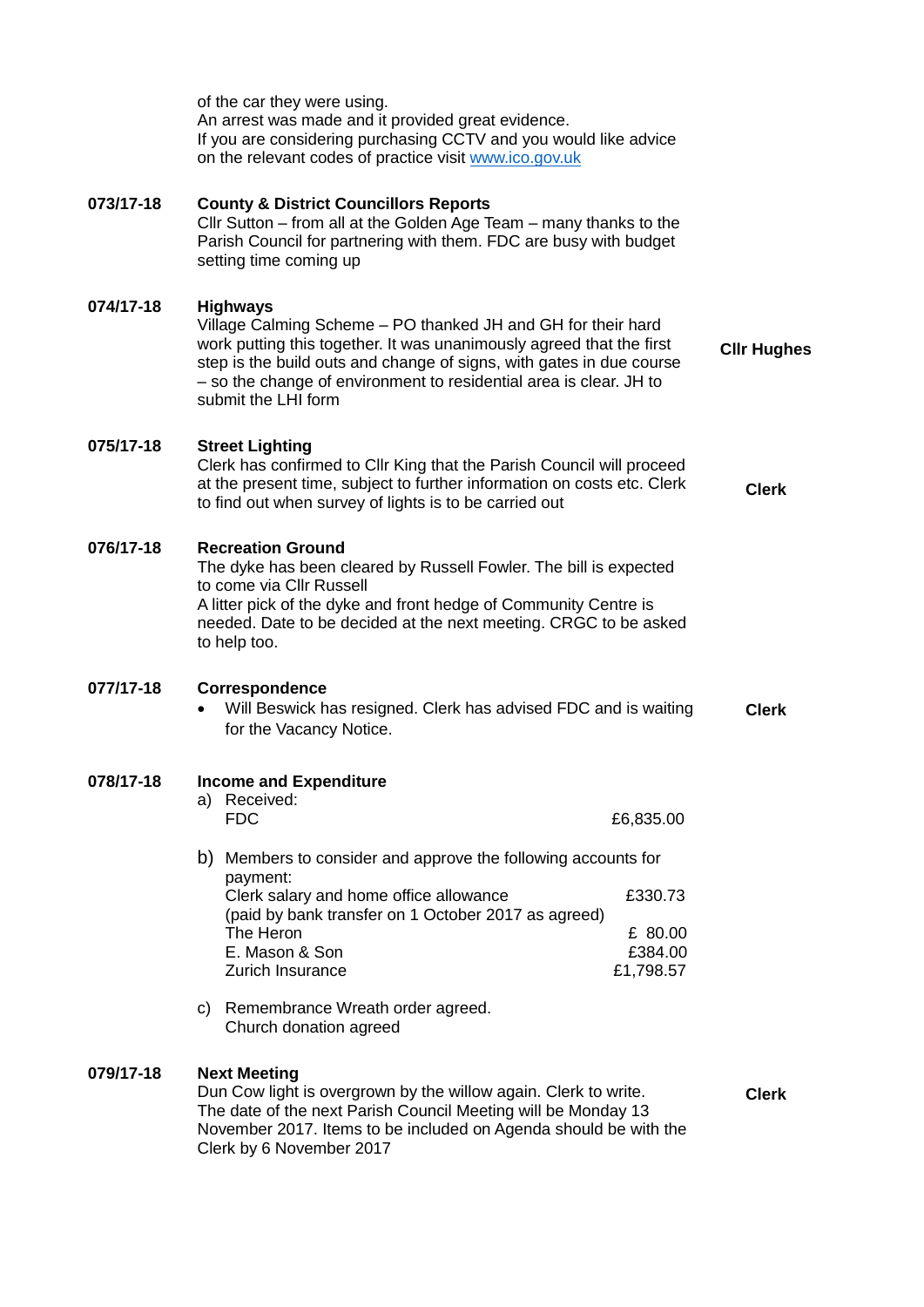of the car they were using.
An arrest was made and it provided great evidence.
If you are considering purchasing CCTV and you would like advice on the relevant codes of practice visit www.ico.gov.uk

| | | |
|---|---|---|
| **073/17-18** | **County & District Councillors Reports**<br>Cllr Sutton – from all at the Golden Age Team – many thanks to the Parish Council for partnering with them. FDC are busy with budget setting time coming up | |
| **074/17-18** | **Highways**<br>Village Calming Scheme – PO thanked JH and GH for their hard work putting this together. It was unanimously agreed that the first step is the build outs and change of signs, with gates in due course – so the change of environment to residential area is clear. JH to submit the LHI form | **Cllr Hughes** |
| **075/17-18** | **Street Lighting**<br>Clerk has confirmed to Cllr King that the Parish Council will proceed at the present time, subject to further information on costs etc. Clerk to find out when survey of lights is to be carried out | **Clerk** |
| **076/17-18** | **Recreation Ground**<br>The dyke has been cleared by Russell Fowler. The bill is expected to come via Cllr Russell<br>A litter pick of the dyke and front hedge of Community Centre is needed. Date to be decided at the next meeting. CRGC to be asked to help too. | |
| **077/17-18** | **Correspondence**<br>• Will Beswick has resigned. Clerk has advised FDC and is waiting for the Vacancy Notice. | **Clerk** |
| **078/17-18** | **Income and Expenditure**<br>a) Received:<br>FDC £6,835.00<br><br>b) Members to consider and approve the following accounts for payment:<br>Clerk salary and home office allowance £330.73<br>(paid by bank transfer on 1 October 2017 as agreed)<br>The Heron £ 80.00<br>E. Mason & Son £384.00<br>Zurich Insurance £1,798.57<br><br>c) Remembrance Wreath order agreed.<br>Church donation agreed | |
| **079/17-18** | **Next Meeting**<br>Dun Cow light is overgrown by the willow again. Clerk to write.<br>The date of the next Parish Council Meeting will be Monday 13 November 2017. Items to be included on Agenda should be with the Clerk by 6 November 2017 | **Clerk** |